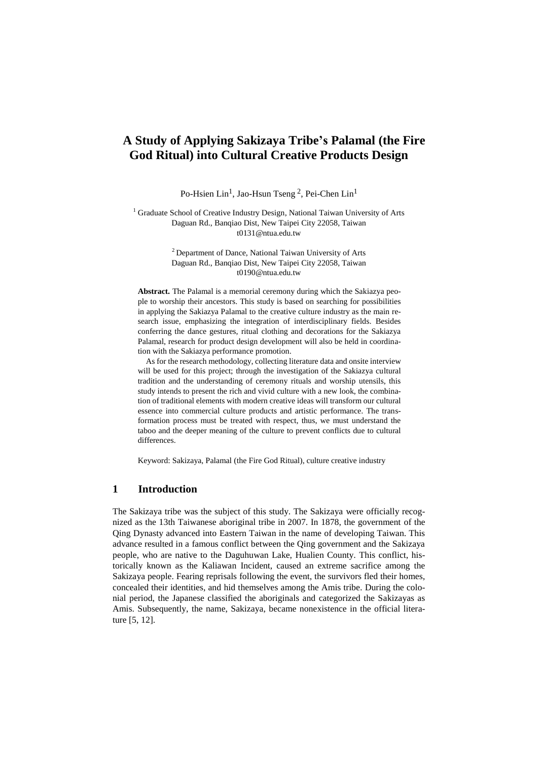# A Study of Applying Sakizaya Tribe's Palamal (the Fire God Ritual) into Cultural Creative Products Design

Po-Hsien Lin[1], Jao-Hsun Tseng [2], Pei-Chen Lin[1]

[1] Graduate School of Creative Industry Design, National Taiwan University of Arts
Daguan Rd., Banqiao Dist, New Taipei City 22058, Taiwan
t0131@ntua.edu.tw

[2] Department of Dance, National Taiwan University of Arts
Daguan Rd., Banqiao Dist, New Taipei City 22058, Taiwan
t0190@ntua.edu.tw

**Abstract.** The Palamal is a memorial ceremony during which the Sakiazya people to worship their ancestors. This study is based on searching for possibilities in applying the Sakiazya Palamal to the creative culture industry as the main research issue, emphasizing the integration of interdisciplinary fields. Besides conferring the dance gestures, ritual clothing and decorations for the Sakiazya Palamal, research for product design development will also be held in coordination with the Sakiazya performance promotion.

As for the research methodology, collecting literature data and onsite interview will be used for this project; through the investigation of the Sakiazya cultural tradition and the understanding of ceremony rituals and worship utensils, this study intends to present the rich and vivid culture with a new look, the combination of traditional elements with modern creative ideas will transform our cultural essence into commercial culture products and artistic performance. The transformation process must be treated with respect, thus, we must understand the taboo and the deeper meaning of the culture to prevent conflicts due to cultural differences.

Keyword: Sakizaya, Palamal (the Fire God Ritual), culture creative industry

## 1 Introduction

The Sakizaya tribe was the subject of this study. The Sakizaya were officially recognized as the 13th Taiwanese aboriginal tribe in 2007. In 1878, the government of the Qing Dynasty advanced into Eastern Taiwan in the name of developing Taiwan. This advance resulted in a famous conflict between the Qing government and the Sakizaya people, who are native to the Daguhuwan Lake, Hualien County. This conflict, historically known as the Kaliawan Incident, caused an extreme sacrifice among the Sakizaya people. Fearing reprisals following the event, the survivors fled their homes, concealed their identities, and hid themselves among the Amis tribe. During the colonial period, the Japanese classified the aboriginals and categorized the Sakizayas as Amis. Subsequently, the name, Sakizaya, became nonexistence in the official literature [5, 12].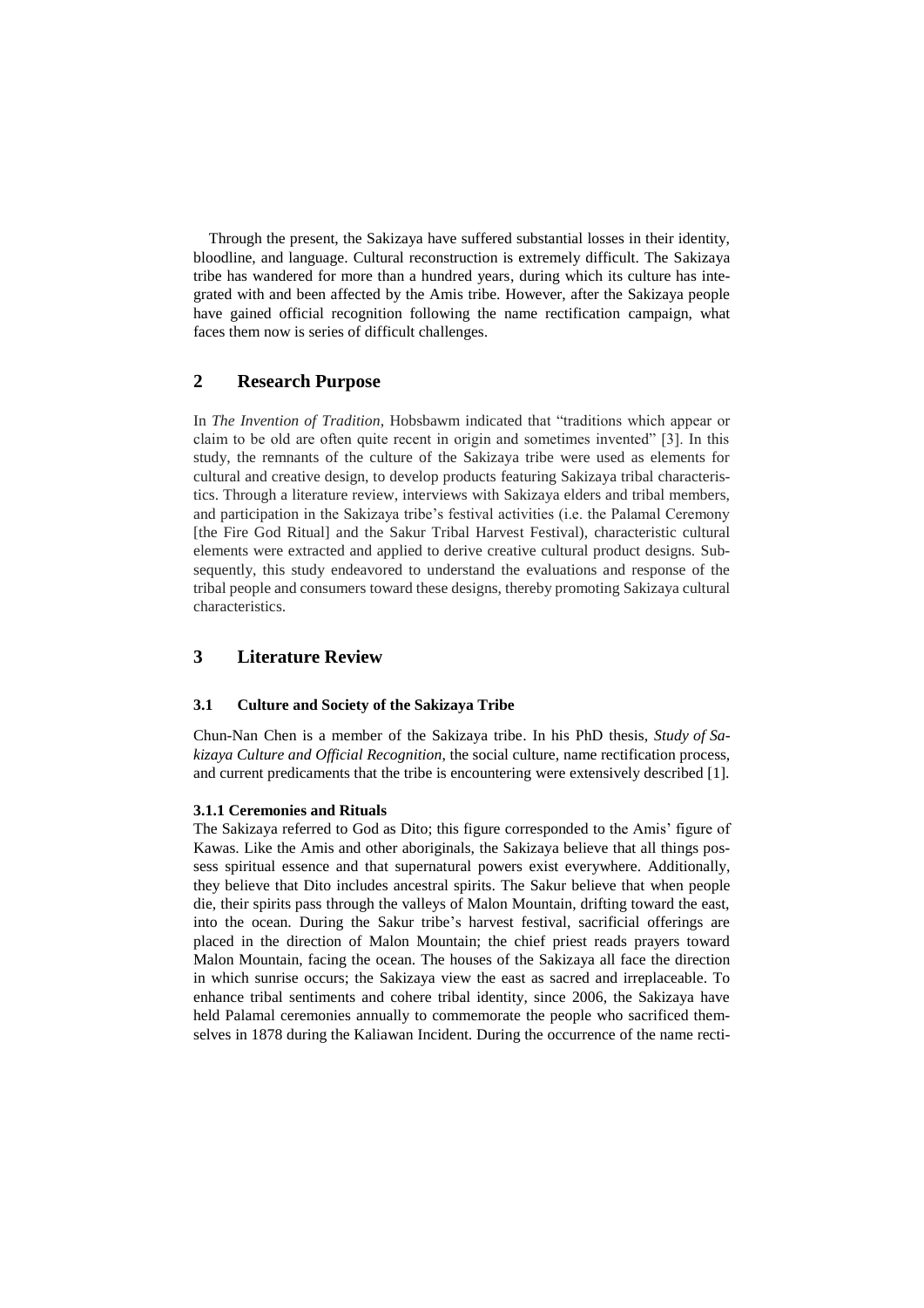Through the present, the Sakizaya have suffered substantial losses in their identity, bloodline, and language. Cultural reconstruction is extremely difficult. The Sakizaya tribe has wandered for more than a hundred years, during which its culture has integrated with and been affected by the Amis tribe. However, after the Sakizaya people have gained official recognition following the name rectification campaign, what faces them now is series of difficult challenges.

## 2 Research Purpose

In *The Invention of Tradition*, Hobsbawm indicated that "traditions which appear or claim to be old are often quite recent in origin and sometimes invented" [3]. In this study, the remnants of the culture of the Sakizaya tribe were used as elements for cultural and creative design, to develop products featuring Sakizaya tribal characteristics. Through a literature review, interviews with Sakizaya elders and tribal members, and participation in the Sakizaya tribe's festival activities (i.e. the Palamal Ceremony [the Fire God Ritual] and the Sakur Tribal Harvest Festival), characteristic cultural elements were extracted and applied to derive creative cultural product designs. Subsequently, this study endeavored to understand the evaluations and response of the tribal people and consumers toward these designs, thereby promoting Sakizaya cultural characteristics.

## 3 Literature Review

### 3.1 Culture and Society of the Sakizaya Tribe

Chun-Nan Chen is a member of the Sakizaya tribe. In his PhD thesis, *Study of Sakizaya Culture and Official Recognition*, the social culture, name rectification process, and current predicaments that the tribe is encountering were extensively described [1].

#### 3.1.1 Ceremonies and Rituals

The Sakizaya referred to God as Dito; this figure corresponded to the Amis' figure of Kawas. Like the Amis and other aboriginals, the Sakizaya believe that all things possess spiritual essence and that supernatural powers exist everywhere. Additionally, they believe that Dito includes ancestral spirits. The Sakur believe that when people die, their spirits pass through the valleys of Malon Mountain, drifting toward the east, into the ocean. During the Sakur tribe's harvest festival, sacrificial offerings are placed in the direction of Malon Mountain; the chief priest reads prayers toward Malon Mountain, facing the ocean. The houses of the Sakizaya all face the direction in which sunrise occurs; the Sakizaya view the east as sacred and irreplaceable. To enhance tribal sentiments and cohere tribal identity, since 2006, the Sakizaya have held Palamal ceremonies annually to commemorate the people who sacrificed themselves in 1878 during the Kaliawan Incident. During the occurrence of the name recti-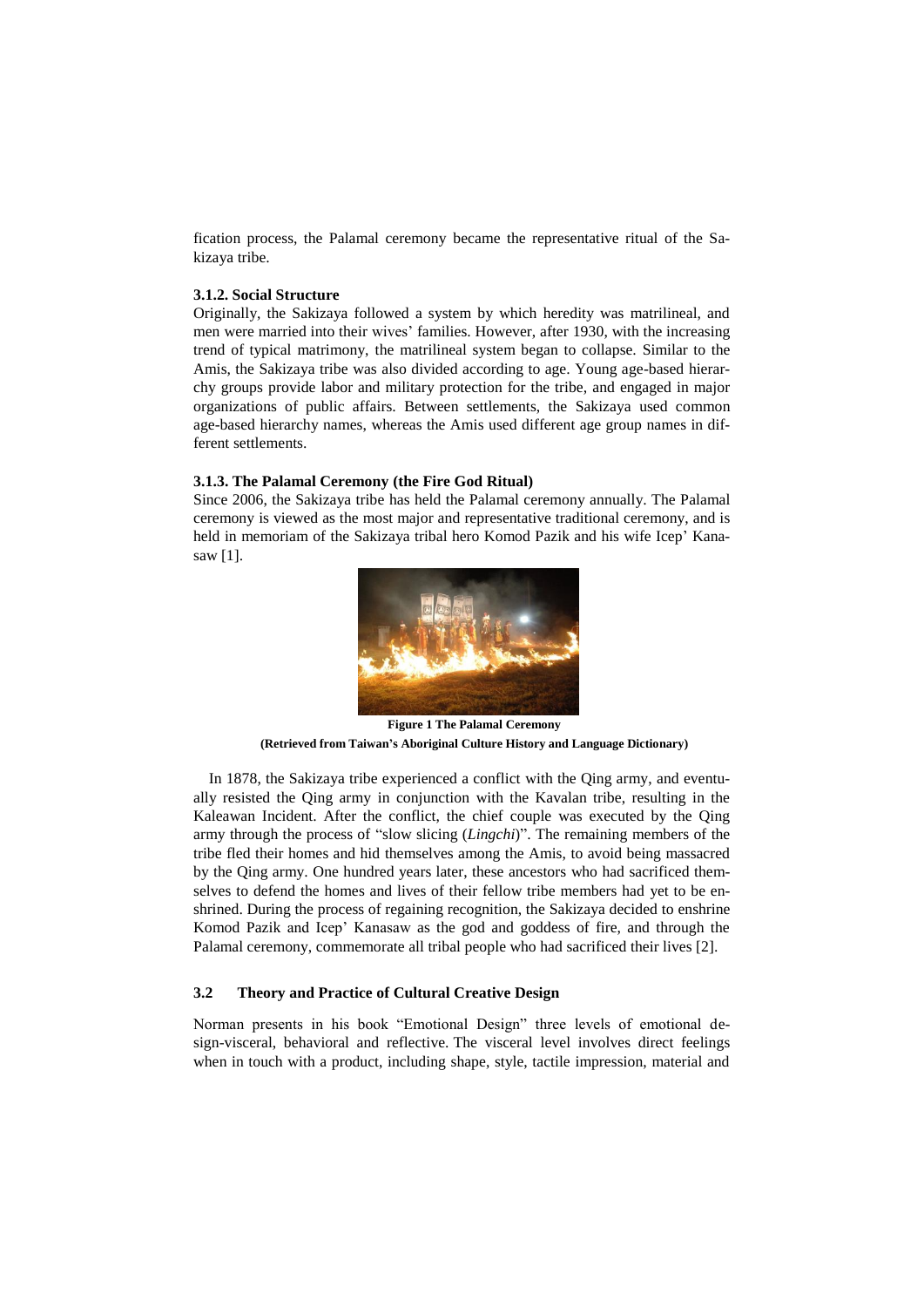fication process, the Palamal ceremony became the representative ritual of the Sakizaya tribe.

### 3.1.2. Social Structure

Originally, the Sakizaya followed a system by which heredity was matrilineal, and men were married into their wives' families. However, after 1930, with the increasing trend of typical matrimony, the matrilineal system began to collapse. Similar to the Amis, the Sakizaya tribe was also divided according to age. Young age-based hierarchy groups provide labor and military protection for the tribe, and engaged in major organizations of public affairs. Between settlements, the Sakizaya used common age-based hierarchy names, whereas the Amis used different age group names in different settlements.

### 3.1.3. The Palamal Ceremony (the Fire God Ritual)

Since 2006, the Sakizaya tribe has held the Palamal ceremony annually. The Palamal ceremony is viewed as the most major and representative traditional ceremony, and is held in memoriam of the Sakizaya tribal hero Komod Pazik and his wife Icep' Kanasaw [1].

**Figure 1 The Palamal Ceremony**
**(Retrieved from Taiwan's Aboriginal Culture History and Language Dictionary)**

In 1878, the Sakizaya tribe experienced a conflict with the Qing army, and eventually resisted the Qing army in conjunction with the Kavalan tribe, resulting in the Kaleawan Incident. After the conflict, the chief couple was executed by the Qing army through the process of "slow slicing (*Lingchi*)". The remaining members of the tribe fled their homes and hid themselves among the Amis, to avoid being massacred by the Qing army. One hundred years later, these ancestors who had sacrificed themselves to defend the homes and lives of their fellow tribe members had yet to be enshrined. During the process of regaining recognition, the Sakizaya decided to enshrine Komod Pazik and Icep' Kanasaw as the god and goddess of fire, and through the Palamal ceremony, commemorate all tribal people who had sacrificed their lives [2].

## 3.2 Theory and Practice of Cultural Creative Design

Norman presents in his book "Emotional Design" three levels of emotional design-visceral, behavioral and reflective. The visceral level involves direct feelings when in touch with a product, including shape, style, tactile impression, material and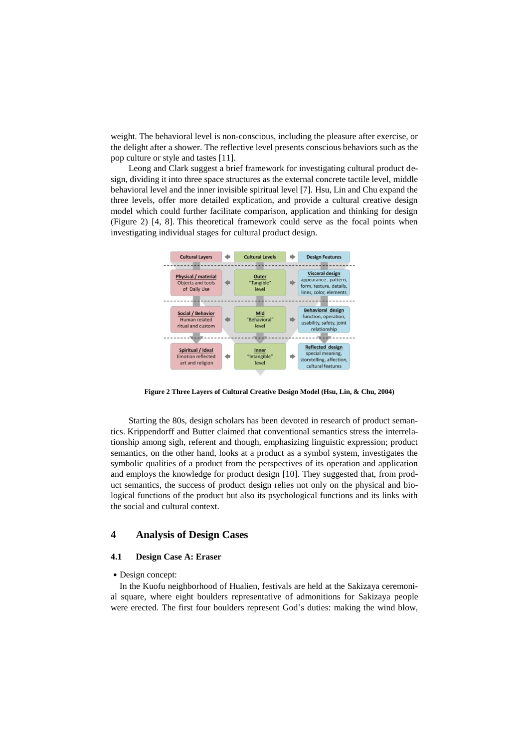weight. The behavioral level is non-conscious, including the pleasure after exercise, or the delight after a shower. The reflective level presents conscious behaviors such as the pop culture or style and tastes [11].

Leong and Clark suggest a brief framework for investigating cultural product design, dividing it into three space structures as the external concrete tactile level, middle behavioral level and the inner invisible spiritual level [7]. Hsu, Lin and Chu expand the three levels, offer more detailed explication, and provide a cultural creative design model which could further facilitate comparison, application and thinking for design (Figure 2) [4, 8]. This theoretical framework could serve as the focal points when investigating individual stages for cultural product design.

| Cultural Layers | Cultural Levels | Design Features |
|---|---|---|
| **Physical / material** Objects and tools of Daily Use | **Outer** "Tangible" level | **Visceral design** appearance , pattern, form, texture, details, lines, color, elements |
| **Social / Behavior** Human related ritual and custom | **Mid** "Behavioral" level | **Behavioral design** function, operation, usability, safety, joint relationship |
| **Spiritual / Ideal** Emotion reflected art and religion | **Inner** "Intangible" level | **Reflected design** special meaning, storytelling, affection, cultural features |

**Figure 2 Three Layers of Cultural Creative Design Model (Hsu, Lin, & Chu, 2004)**

Starting the 80s, design scholars has been devoted in research of product semantics. Krippendorff and Butter claimed that conventional semantics stress the interrelationship among sigh, referent and though, emphasizing linguistic expression; product semantics, on the other hand, looks at a product as a symbol system, investigates the symbolic qualities of a product from the perspectives of its operation and application and employs the knowledge for product design [10]. They suggested that, from product semantics, the success of product design relies not only on the physical and biological functions of the product but also its psychological functions and its links with the social and cultural context.

## 4 Analysis of Design Cases

### 4.1 Design Case A: Eraser

- Design concept:

In the Kuofu neighborhood of Hualien, festivals are held at the Sakizaya ceremonial square, where eight boulders representative of admonitions for Sakizaya people were erected. The first four boulders represent God's duties: making the wind blow,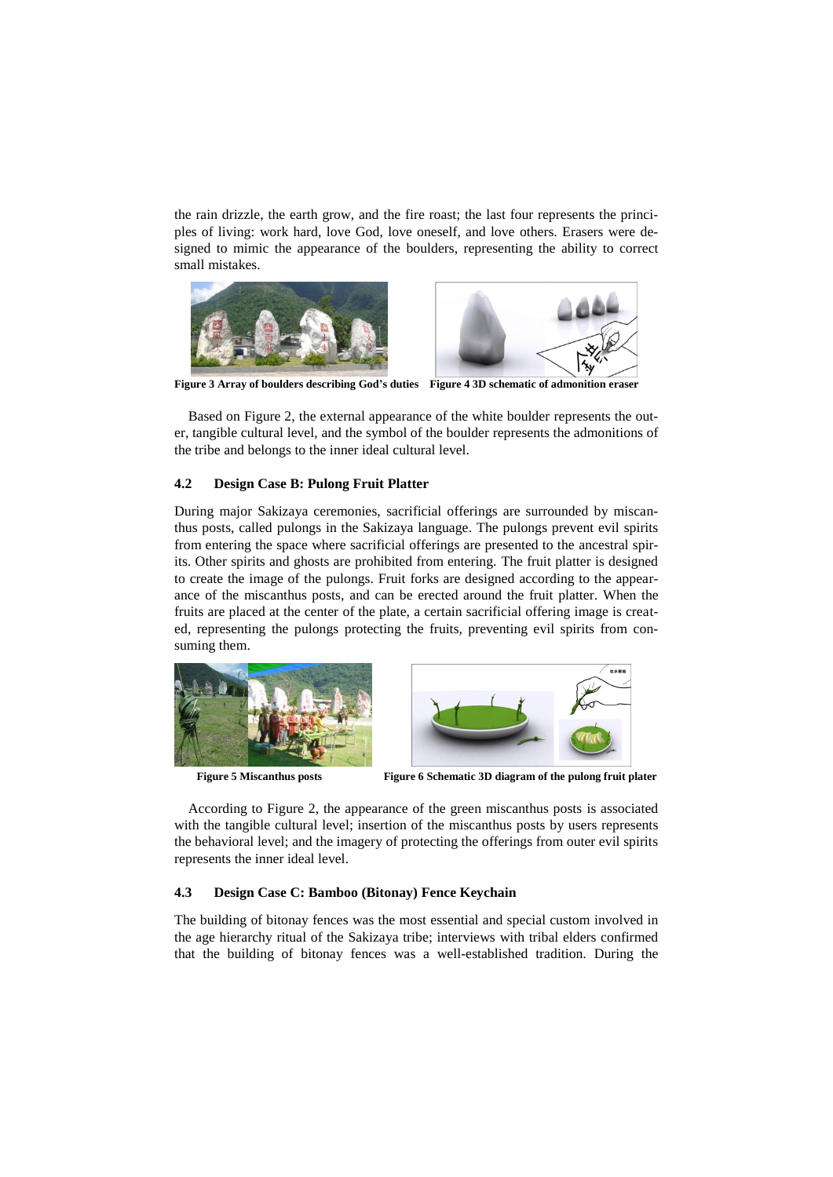the rain drizzle, the earth grow, and the fire roast; the last four represents the principles of living: work hard, love God, love oneself, and love others. Erasers were designed to mimic the appearance of the boulders, representing the ability to correct small mistakes.

**Figure 3 Array of boulders describing God's duties** **Figure 4 3D schematic of admonition eraser**

Based on Figure 2, the external appearance of the white boulder represents the outer, tangible cultural level, and the symbol of the boulder represents the admonitions of the tribe and belongs to the inner ideal cultural level.

### 4.2 Design Case B: Pulong Fruit Platter

During major Sakizaya ceremonies, sacrificial offerings are surrounded by miscanthus posts, called pulongs in the Sakizaya language. The pulongs prevent evil spirits from entering the space where sacrificial offerings are presented to the ancestral spirits. Other spirits and ghosts are prohibited from entering. The fruit platter is designed to create the image of the pulongs. Fruit forks are designed according to the appearance of the miscanthus posts, and can be erected around the fruit platter. When the fruits are placed at the center of the plate, a certain sacrificial offering image is created, representing the pulongs protecting the fruits, preventing evil spirits from consuming them.

**Figure 5 Miscanthus posts** **Figure 6 Schematic 3D diagram of the pulong fruit plater**

According to Figure 2, the appearance of the green miscanthus posts is associated with the tangible cultural level; insertion of the miscanthus posts by users represents the behavioral level; and the imagery of protecting the offerings from outer evil spirits represents the inner ideal level.

### 4.3 Design Case C: Bamboo (Bitonay) Fence Keychain

The building of bitonay fences was the most essential and special custom involved in the age hierarchy ritual of the Sakizaya tribe; interviews with tribal elders confirmed that the building of bitonay fences was a well-established tradition. During the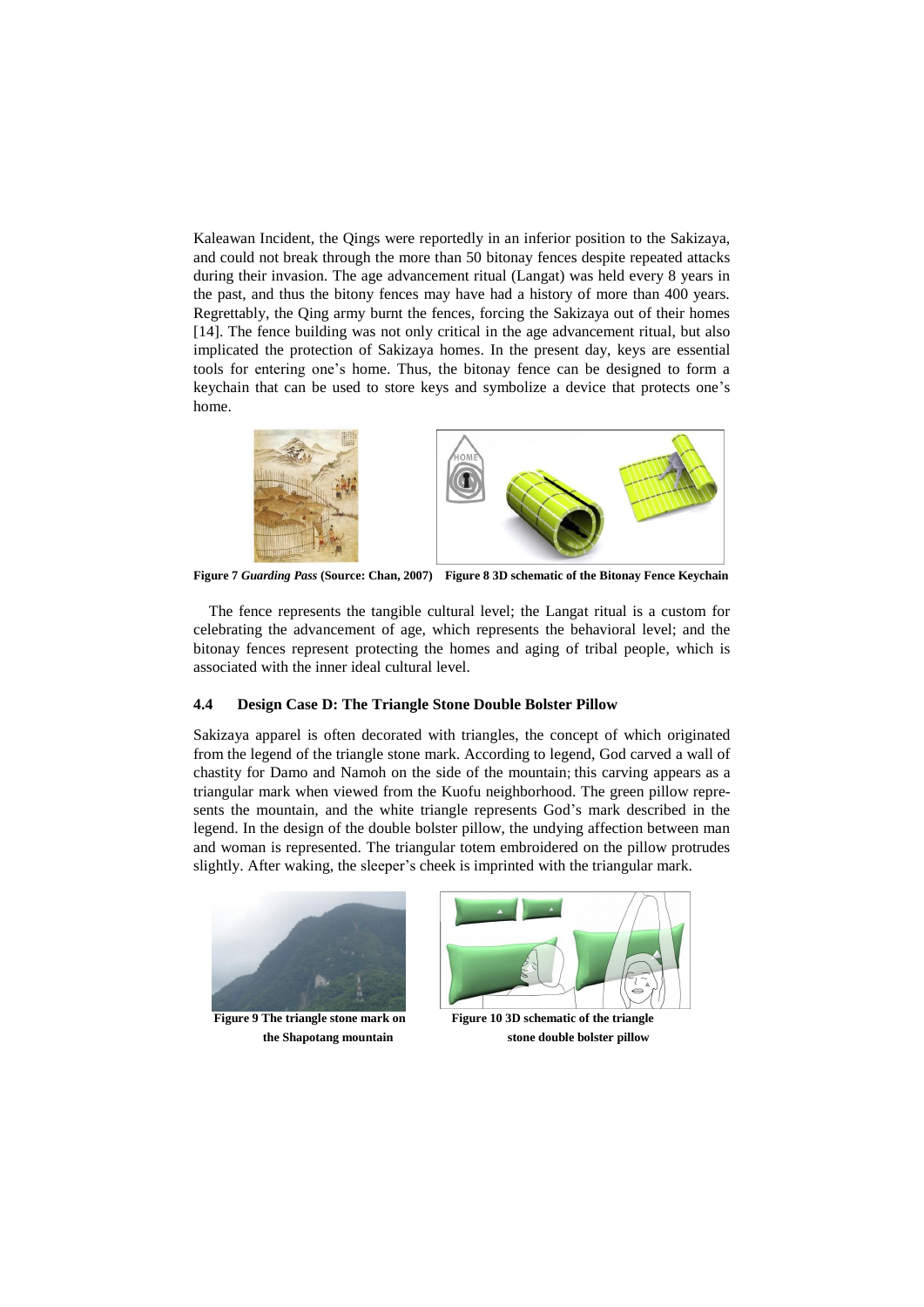Kaleawan Incident, the Qings were reportedly in an inferior position to the Sakizaya, and could not break through the more than 50 bitonay fences despite repeated attacks during their invasion. The age advancement ritual (Langat) was held every 8 years in the past, and thus the bitony fences may have had a history of more than 400 years. Regrettably, the Qing army burnt the fences, forcing the Sakizaya out of their homes [14]. The fence building was not only critical in the age advancement ritual, but also implicated the protection of Sakizaya homes. In the present day, keys are essential tools for entering one's home. Thus, the bitonay fence can be designed to form a keychain that can be used to store keys and symbolize a device that protects one's home.

**Figure 7** ***Guarding Pass*** **(Source: Chan, 2007)** **Figure 8 3D schematic of the Bitonay Fence Keychain**

The fence represents the tangible cultural level; the Langat ritual is a custom for celebrating the advancement of age, which represents the behavioral level; and the bitonay fences represent protecting the homes and aging of tribal people, which is associated with the inner ideal cultural level.

### 4.4 Design Case D: The Triangle Stone Double Bolster Pillow

Sakizaya apparel is often decorated with triangles, the concept of which originated from the legend of the triangle stone mark. According to legend, God carved a wall of chastity for Damo and Namoh on the side of the mountain; this carving appears as a triangular mark when viewed from the Kuofu neighborhood. The green pillow represents the mountain, and the white triangle represents God's mark described in the legend. In the design of the double bolster pillow, the undying affection between man and woman is represented. The triangular totem embroidered on the pillow protrudes slightly. After waking, the sleeper's cheek is imprinted with the triangular mark.

**Figure 9 The triangle stone mark on the Shapotang mountain** **Figure 10 3D schematic of the triangle stone double bolster pillow**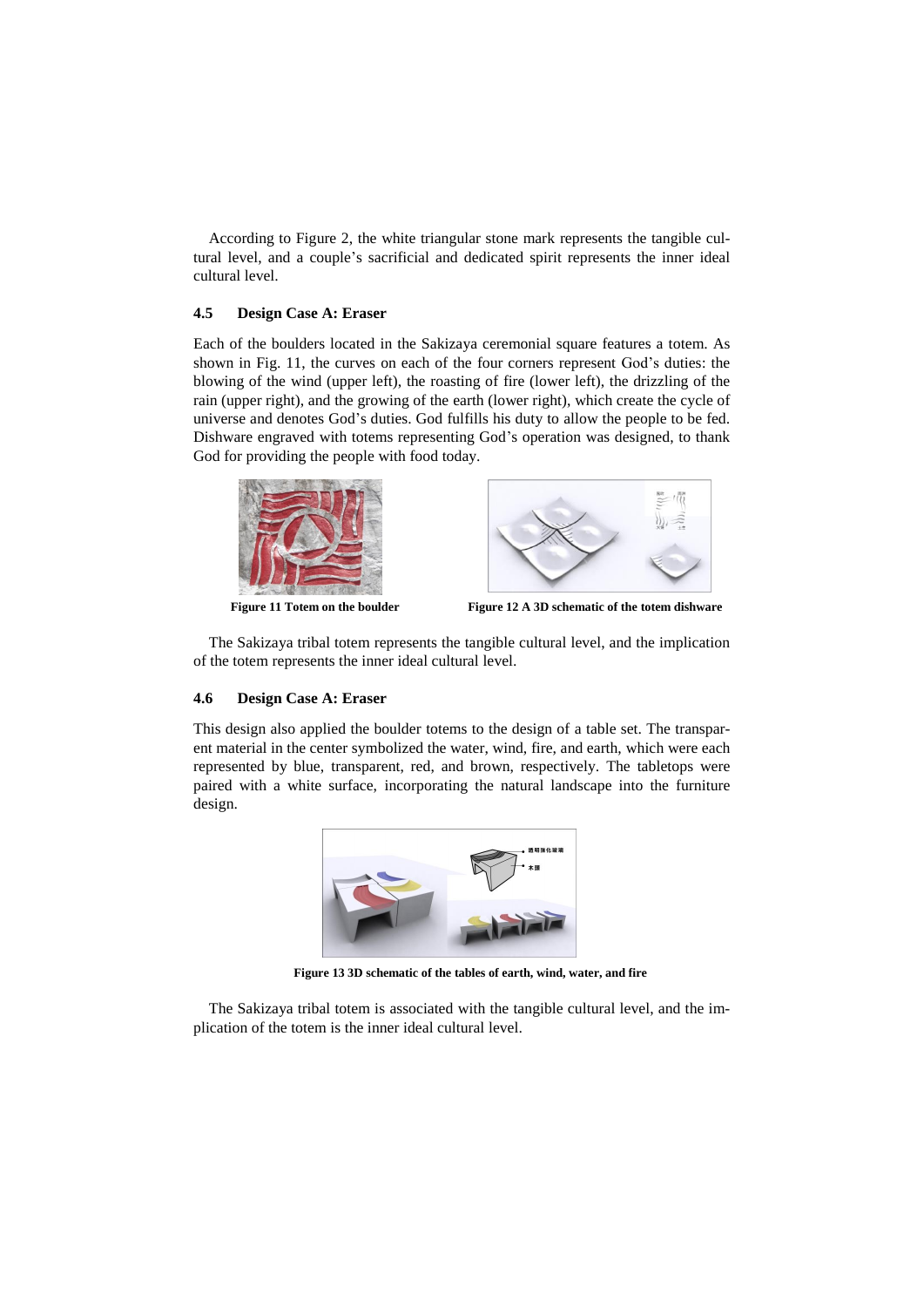According to Figure 2, the white triangular stone mark represents the tangible cultural level, and a couple's sacrificial and dedicated spirit represents the inner ideal cultural level.

### 4.5 Design Case A: Eraser

Each of the boulders located in the Sakizaya ceremonial square features a totem. As shown in Fig. 11, the curves on each of the four corners represent God's duties: the blowing of the wind (upper left), the roasting of fire (lower left), the drizzling of the rain (upper right), and the growing of the earth (lower right), which create the cycle of universe and denotes God's duties. God fulfills his duty to allow the people to be fed. Dishware engraved with totems representing God's operation was designed, to thank God for providing the people with food today.

**Figure 11 Totem on the boulder**

**Figure 12 A 3D schematic of the totem dishware**

The Sakizaya tribal totem represents the tangible cultural level, and the implication of the totem represents the inner ideal cultural level.

### 4.6 Design Case A: Eraser

This design also applied the boulder totems to the design of a table set. The transparent material in the center symbolized the water, wind, fire, and earth, which were each represented by blue, transparent, red, and brown, respectively. The tabletops were paired with a white surface, incorporating the natural landscape into the furniture design.

**Figure 13 3D schematic of the tables of earth, wind, water, and fire**

The Sakizaya tribal totem is associated with the tangible cultural level, and the implication of the totem is the inner ideal cultural level.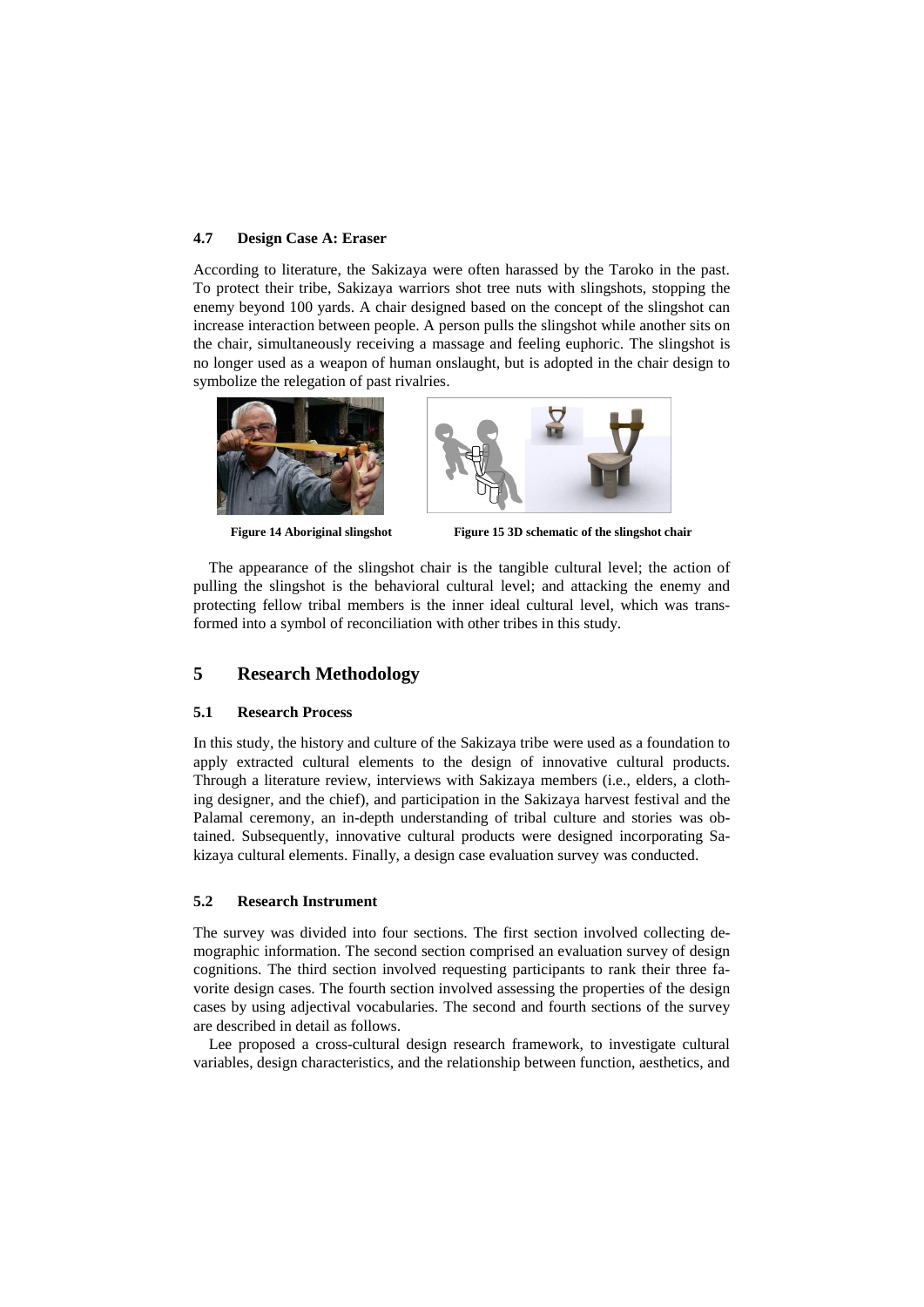### 4.7 Design Case A: Eraser

According to literature, the Sakizaya were often harassed by the Taroko in the past. To protect their tribe, Sakizaya warriors shot tree nuts with slingshots, stopping the enemy beyond 100 yards. A chair designed based on the concept of the slingshot can increase interaction between people. A person pulls the slingshot while another sits on the chair, simultaneously receiving a massage and feeling euphoric. The slingshot is no longer used as a weapon of human onslaught, but is adopted in the chair design to symbolize the relegation of past rivalries.

**Figure 14 Aboriginal slingshot**

**Figure 15 3D schematic of the slingshot chair**

The appearance of the slingshot chair is the tangible cultural level; the action of pulling the slingshot is the behavioral cultural level; and attacking the enemy and protecting fellow tribal members is the inner ideal cultural level, which was transformed into a symbol of reconciliation with other tribes in this study.

## 5 Research Methodology

### 5.1 Research Process

In this study, the history and culture of the Sakizaya tribe were used as a foundation to apply extracted cultural elements to the design of innovative cultural products. Through a literature review, interviews with Sakizaya members (i.e., elders, a clothing designer, and the chief), and participation in the Sakizaya harvest festival and the Palamal ceremony, an in-depth understanding of tribal culture and stories was obtained. Subsequently, innovative cultural products were designed incorporating Sakizaya cultural elements. Finally, a design case evaluation survey was conducted.

### 5.2 Research Instrument

The survey was divided into four sections. The first section involved collecting demographic information. The second section comprised an evaluation survey of design cognitions. The third section involved requesting participants to rank their three favorite design cases. The fourth section involved assessing the properties of the design cases by using adjectival vocabularies. The second and fourth sections of the survey are described in detail as follows.

Lee proposed a cross-cultural design research framework, to investigate cultural variables, design characteristics, and the relationship between function, aesthetics, and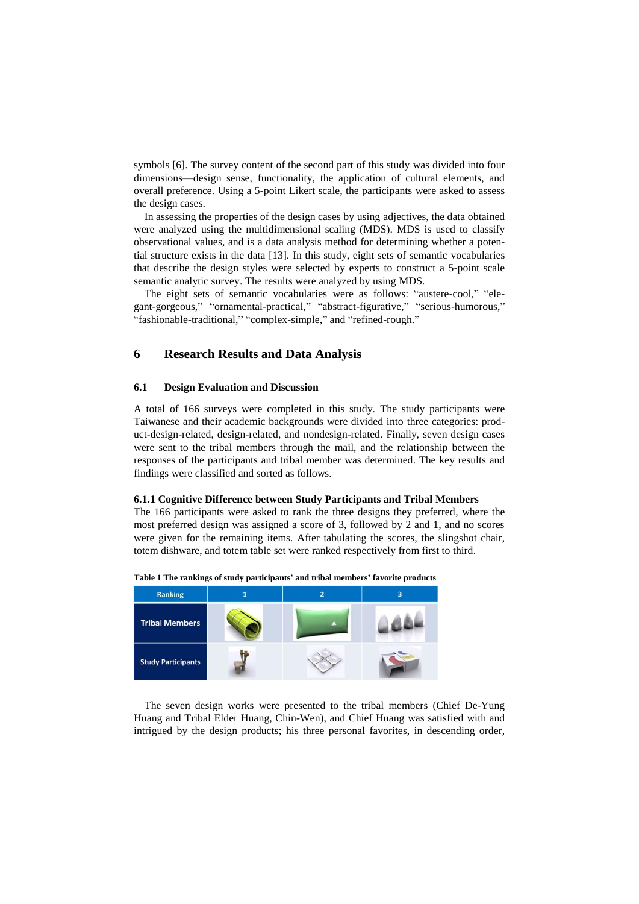symbols [6]. The survey content of the second part of this study was divided into four dimensions—design sense, functionality, the application of cultural elements, and overall preference. Using a 5-point Likert scale, the participants were asked to assess the design cases.

In assessing the properties of the design cases by using adjectives, the data obtained were analyzed using the multidimensional scaling (MDS). MDS is used to classify observational values, and is a data analysis method for determining whether a potential structure exists in the data [13]. In this study, eight sets of semantic vocabularies that describe the design styles were selected by experts to construct a 5-point scale semantic analytic survey. The results were analyzed by using MDS.

The eight sets of semantic vocabularies were as follows: "austere-cool," "elegant-gorgeous," "ornamental-practical," "abstract-figurative," "serious-humorous," "fashionable-traditional," "complex-simple," and "refined-rough."

## 6 Research Results and Data Analysis

### 6.1 Design Evaluation and Discussion

A total of 166 surveys were completed in this study. The study participants were Taiwanese and their academic backgrounds were divided into three categories: product-design-related, design-related, and nondesign-related. Finally, seven design cases were sent to the tribal members through the mail, and the relationship between the responses of the participants and tribal member was determined. The key results and findings were classified and sorted as follows.

#### 6.1.1 Cognitive Difference between Study Participants and Tribal Members

The 166 participants were asked to rank the three designs they preferred, where the most preferred design was assigned a score of 3, followed by 2 and 1, and no scores were given for the remaining items. After tabulating the scores, the slingshot chair, totem dishware, and totem table set were ranked respectively from first to third.

**Table 1 The rankings of study participants' and tribal members' favorite products**

| Ranking | 1 | 2 | 3 |
| --- | --- | --- | --- |
| Tribal Members | | | |
| Study Participants | | | |

The seven design works were presented to the tribal members (Chief De-Yung Huang and Tribal Elder Huang, Chin-Wen), and Chief Huang was satisfied with and intrigued by the design products; his three personal favorites, in descending order,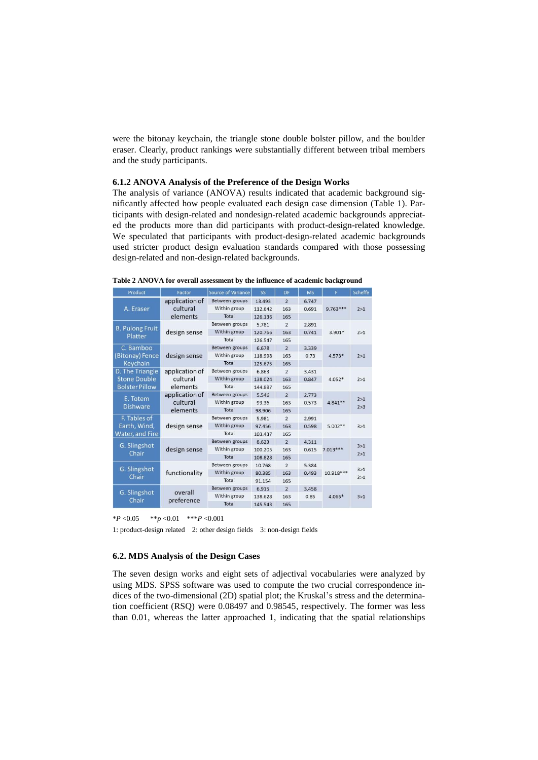were the bitonay keychain, the triangle stone double bolster pillow, and the boulder eraser. Clearly, product rankings were substantially different between tribal members and the study participants.

### 6.1.2 ANOVA Analysis of the Preference of the Design Works

The analysis of variance (ANOVA) results indicated that academic background significantly affected how people evaluated each design case dimension (Table 1). Participants with design-related and nondesign-related academic backgrounds appreciated the products more than did participants with product-design-related knowledge. We speculated that participants with product-design-related academic backgrounds used stricter product design evaluation standards compared with those possessing design-related and non-design-related backgrounds.

**Table 2 ANOVA for overall assessment by the influence of academic background**

| Product | Factor | Source of Variance | SS | DF | MS | F | Scheffe |
|---|---|---|---|---|---|---|---|
| A. Eraser | application of cultural elements | Between groups | 13.493 | 2 | 6.747 | 9.763*** | 2>1 |
| | | Within group | 112.642 | 163 | 0.691 | | |
| | | Total | 126.136 | 165 | | | |
| B. Pulong Fruit Platter | design sense | Between groups | 5.781 | 2 | 2.891 | 3.901* | 2>1 |
| | | Within group | 120.766 | 163 | 0.741 | | |
| | | Total | 126.547 | 165 | | | |
| C. Bamboo (Bitonay) Fence Keychain | design sense | Between groups | 6.678 | 2 | 3.339 | 4.573* | 2>1 |
| | | Within group | 118.998 | 163 | 0.73 | | |
| | | Total | 125.675 | 165 | | | |
| D. The Triangle Stone Double Bolster Pillow | application of cultural elements | Between groups | 6.863 | 2 | 3.431 | 4.052* | 2>1 |
| | | Within group | 138.024 | 163 | 0.847 | | |
| | | Total | 144.887 | 165 | | | |
| E. Totem Dishware | application of cultural elements | Between groups | 5.546 | 2 | 2.773 | 4.841** | 2>1<br>2>3 |
| | | Within group | 93.36 | 163 | 0.573 | | |
| | | Total | 98.906 | 165 | | | |
| F. Tables of Earth, Wind, Water, and Fire | design sense | Between groups | 5.981 | 2 | 2.991 | 5.002** | 3>1 |
| | | Within group | 97.456 | 163 | 0.598 | | |
| | | Total | 103.437 | 165 | | | |
| G. Slingshot Chair | design sense | Between groups | 8.623 | 2 | 4.311 | 7.013*** | 3>1<br>2>1 |
| | | Within group | 100.205 | 163 | 0.615 | | |
| | | Total | 108.828 | 165 | | | |
| G. Slingshot Chair | functionality | Between groups | 10.768 | 2 | 5.384 | 10.918*** | 3>1<br>2>1 |
| | | Within group | 80.385 | 163 | 0.493 | | |
| | | Total | 91.154 | 165 | | | |
| G. Slingshot Chair | overall preference | Between groups | 6.915 | 2 | 3.458 | 4.065* | 3>1 |
| | | Within group | 138.628 | 163 | 0.85 | | |
| | | Total | 145.543 | 165 | | | |

*$P$ <0.05 **$p$ <0.01 ***$P$ <0.001

1: product-design related 2: other design fields 3: non-design fields

### 6.2. MDS Analysis of the Design Cases

The seven design works and eight sets of adjectival vocabularies were analyzed by using MDS. SPSS software was used to compute the two crucial correspondence indices of the two-dimensional (2D) spatial plot; the Kruskal's stress and the determination coefficient (RSQ) were 0.08497 and 0.98545, respectively. The former was less than 0.01, whereas the latter approached 1, indicating that the spatial relationships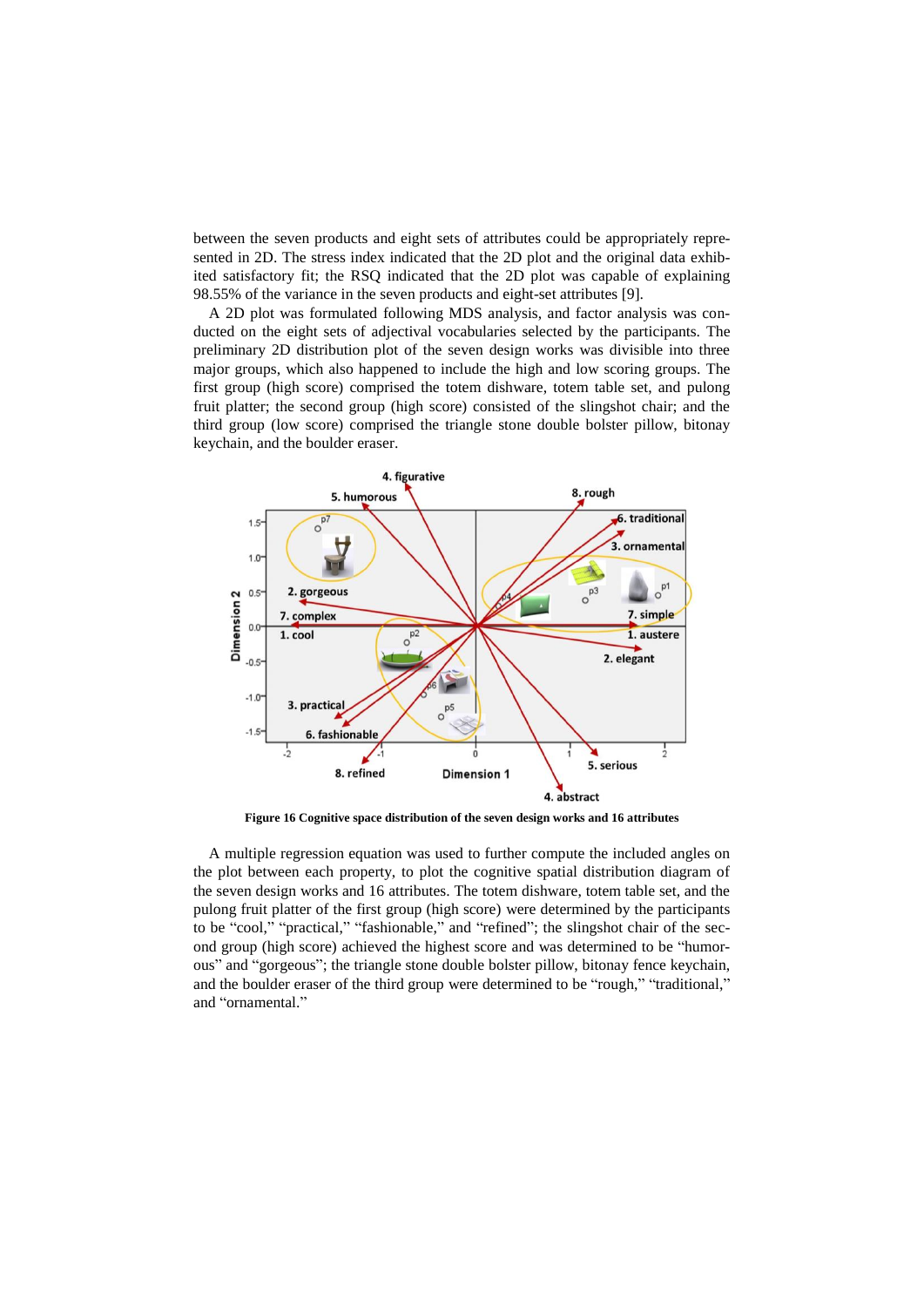between the seven products and eight sets of attributes could be appropriately represented in 2D. The stress index indicated that the 2D plot and the original data exhibited satisfactory fit; the RSQ indicated that the 2D plot was capable of explaining 98.55% of the variance in the seven products and eight-set attributes [9].

A 2D plot was formulated following MDS analysis, and factor analysis was conducted on the eight sets of adjectival vocabularies selected by the participants. The preliminary 2D distribution plot of the seven design works was divisible into three major groups, which also happened to include the high and low scoring groups. The first group (high score) comprised the totem dishware, totem table set, and pulong fruit platter; the second group (high score) consisted of the slingshot chair; and the third group (low score) comprised the triangle stone double bolster pillow, bitonay keychain, and the boulder eraser.

**Figure 16 Cognitive space distribution of the seven design works and 16 attributes**

A multiple regression equation was used to further compute the included angles on the plot between each property, to plot the cognitive spatial distribution diagram of the seven design works and 16 attributes. The totem dishware, totem table set, and the pulong fruit platter of the first group (high score) were determined by the participants to be "cool," "practical," "fashionable," and "refined"; the slingshot chair of the second group (high score) achieved the highest score and was determined to be "humorous" and "gorgeous"; the triangle stone double bolster pillow, bitonay fence keychain, and the boulder eraser of the third group were determined to be "rough," "traditional," and "ornamental."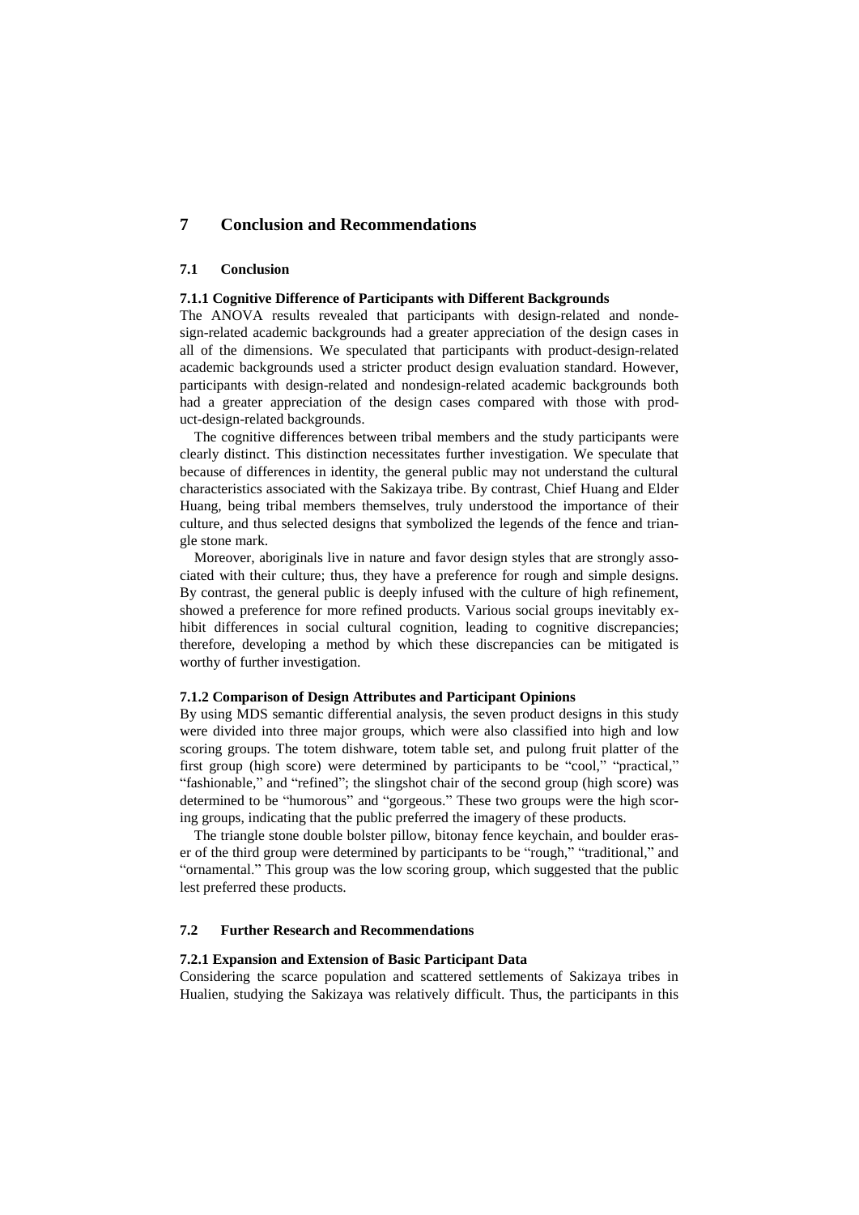# 7 Conclusion and Recommendations

## 7.1 Conclusion

### 7.1.1 Cognitive Difference of Participants with Different Backgrounds

The ANOVA results revealed that participants with design-related and nondesign-related academic backgrounds had a greater appreciation of the design cases in all of the dimensions. We speculated that participants with product-design-related academic backgrounds used a stricter product design evaluation standard. However, participants with design-related and nondesign-related academic backgrounds both had a greater appreciation of the design cases compared with those with product-design-related backgrounds.

The cognitive differences between tribal members and the study participants were clearly distinct. This distinction necessitates further investigation. We speculate that because of differences in identity, the general public may not understand the cultural characteristics associated with the Sakizaya tribe. By contrast, Chief Huang and Elder Huang, being tribal members themselves, truly understood the importance of their culture, and thus selected designs that symbolized the legends of the fence and triangle stone mark.

Moreover, aboriginals live in nature and favor design styles that are strongly associated with their culture; thus, they have a preference for rough and simple designs. By contrast, the general public is deeply infused with the culture of high refinement, showed a preference for more refined products. Various social groups inevitably exhibit differences in social cultural cognition, leading to cognitive discrepancies; therefore, developing a method by which these discrepancies can be mitigated is worthy of further investigation.

### 7.1.2 Comparison of Design Attributes and Participant Opinions

By using MDS semantic differential analysis, the seven product designs in this study were divided into three major groups, which were also classified into high and low scoring groups. The totem dishware, totem table set, and pulong fruit platter of the first group (high score) were determined by participants to be "cool," "practical," "fashionable," and "refined"; the slingshot chair of the second group (high score) was determined to be "humorous" and "gorgeous." These two groups were the high scoring groups, indicating that the public preferred the imagery of these products.

The triangle stone double bolster pillow, bitonay fence keychain, and boulder eraser of the third group were determined by participants to be "rough," "traditional," and "ornamental." This group was the low scoring group, which suggested that the public lest preferred these products.

## 7.2 Further Research and Recommendations

### 7.2.1 Expansion and Extension of Basic Participant Data

Considering the scarce population and scattered settlements of Sakizaya tribes in Hualien, studying the Sakizaya was relatively difficult. Thus, the participants in this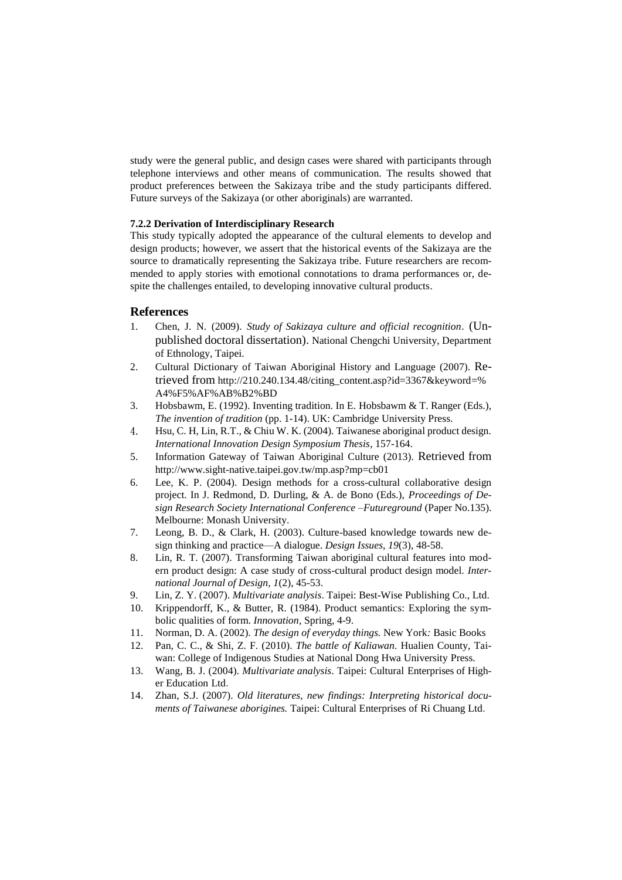study were the general public, and design cases were shared with participants through telephone interviews and other means of communication. The results showed that product preferences between the Sakizaya tribe and the study participants differed. Future surveys of the Sakizaya (or other aboriginals) are warranted.

#### 7.2.2 Derivation of Interdisciplinary Research

This study typically adopted the appearance of the cultural elements to develop and design products; however, we assert that the historical events of the Sakizaya are the source to dramatically representing the Sakizaya tribe. Future researchers are recommended to apply stories with emotional connotations to drama performances or, despite the challenges entailed, to developing innovative cultural products.

## References

1. Chen, J. N. (2009). *Study of Sakizaya culture and official recognition*. (Unpublished doctoral dissertation). National Chengchi University, Department of Ethnology, Taipei.
2. Cultural Dictionary of Taiwan Aboriginal History and Language (2007). Retrieved from http://210.240.134.48/citing_content.asp?id=3367&keyword=%A4%F5%AF%AB%B2%BD
3. Hobsbawm, E. (1992). Inventing tradition. In E. Hobsbawm & T. Ranger (Eds.), *The invention of tradition* (pp. 1-14). UK: Cambridge University Press.
4. Hsu, C. H, Lin, R.T., & Chiu W. K. (2004). Taiwanese aboriginal product design. *International Innovation Design Symposium Thesis*, 157-164.
5. Information Gateway of Taiwan Aboriginal Culture (2013). Retrieved from http://www.sight-native.taipei.gov.tw/mp.asp?mp=cb01
6. Lee, K. P. (2004). Design methods for a cross-cultural collaborative design project. In J. Redmond, D. Durling, & A. de Bono (Eds.), *Proceedings of Design Research Society International Conference –Futureground* (Paper No.135). Melbourne: Monash University.
7. Leong, B. D., & Clark, H. (2003). Culture-based knowledge towards new design thinking and practice—A dialogue. *Design Issues, 19*(3), 48-58.
8. Lin, R. T. (2007). Transforming Taiwan aboriginal cultural features into modern product design: A case study of cross-cultural product design model. *International Journal of Design, 1*(2), 45-53.
9. Lin, Z. Y. (2007). *Multivariate analysis*. Taipei: Best-Wise Publishing Co., Ltd.
10. Krippendorff, K., & Butter, R. (1984). Product semantics: Exploring the symbolic qualities of form. *Innovation*, Spring, 4-9.
11. Norman, D. A. (2002). *The design of everyday things.* New York*:* Basic Books
12. Pan, C. C., & Shi, Z. F. (2010). *The battle of Kaliawan*. Hualien County, Taiwan: College of Indigenous Studies at National Dong Hwa University Press.
13. Wang, B. J. (2004). *Multivariate analysis*. Taipei: Cultural Enterprises of Higher Education Ltd.
14. Zhan, S.J. (2007). *Old literatures, new findings: Interpreting historical documents of Taiwanese aborigines.* Taipei: Cultural Enterprises of Ri Chuang Ltd.